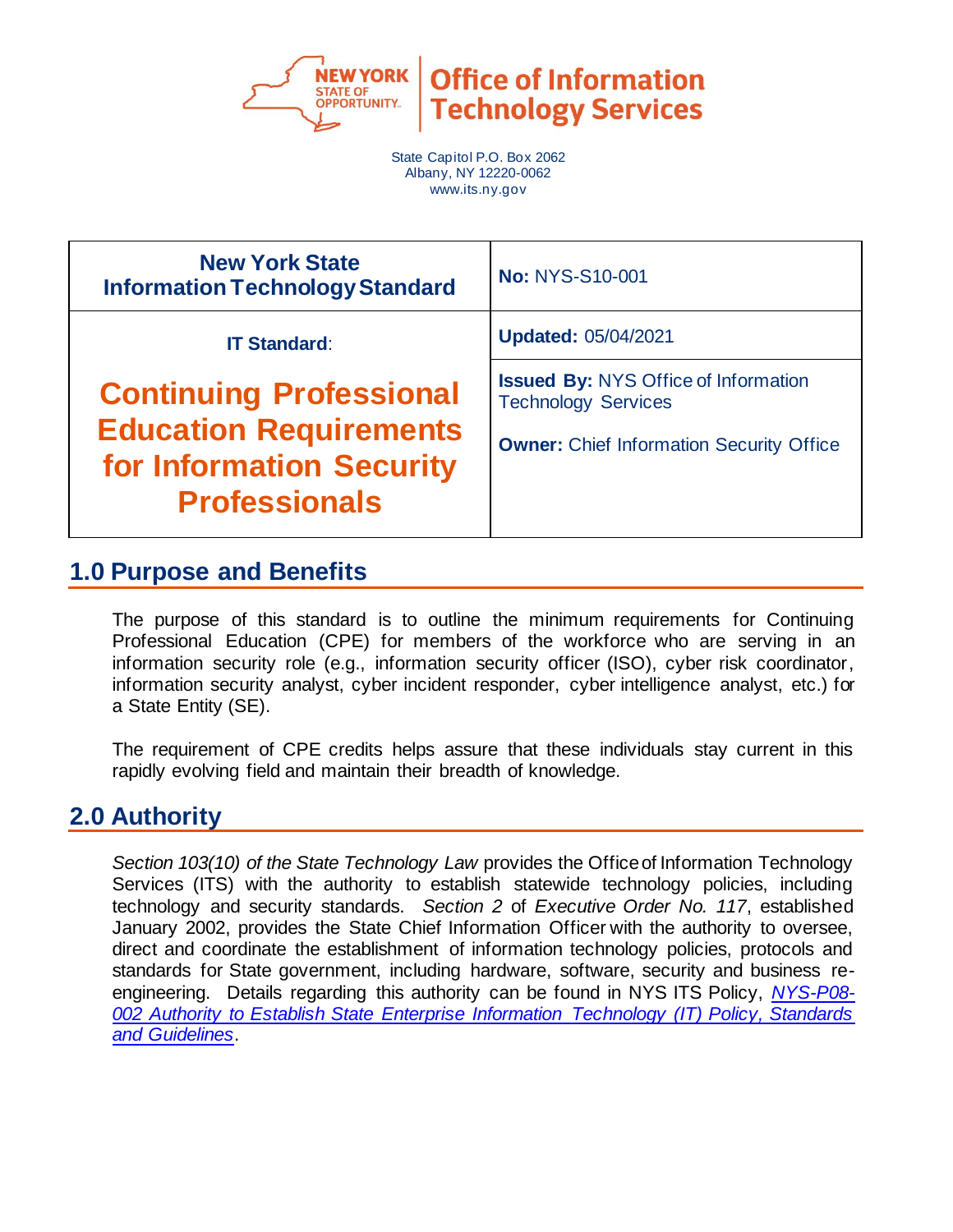Office of Information Technology Services

State Capitol P.O. Box 2062
Albany, NY 12220-0062
www.its.ny.gov

| New York State Information Technology Standard | **No:** NYS-S10-001 |
| --- | --- |
| **IT Standard:** | **Updated:** 05/04/2021 |
| **Continuing Professional Education Requirements for Information Security Professionals** | **Issued By:** NYS Office of Information Technology Services<br><br>**Owner:** Chief Information Security Office |

## 1.0 Purpose and Benefits

The purpose of this standard is to outline the minimum requirements for Continuing Professional Education (CPE) for members of the workforce who are serving in an information security role (e.g., information security officer (ISO), cyber risk coordinator, information security analyst, cyber incident responder, cyber intelligence analyst, etc.) for a State Entity (SE).

The requirement of CPE credits helps assure that these individuals stay current in this rapidly evolving field and maintain their breadth of knowledge.

## 2.0 Authority

*Section 103(10) of the State Technology Law* provides the Office of Information Technology Services (ITS) with the authority to establish statewide technology policies, including technology and security standards. *Section 2* of *Executive Order No. 117*, established January 2002, provides the State Chief Information Officer with the authority to oversee, direct and coordinate the establishment of information technology policies, protocols and standards for State government, including hardware, software, security and business re-engineering. Details regarding this authority can be found in NYS ITS Policy, *NYS-P08-002 Authority to Establish State Enterprise Information Technology (IT) Policy, Standards and Guidelines*.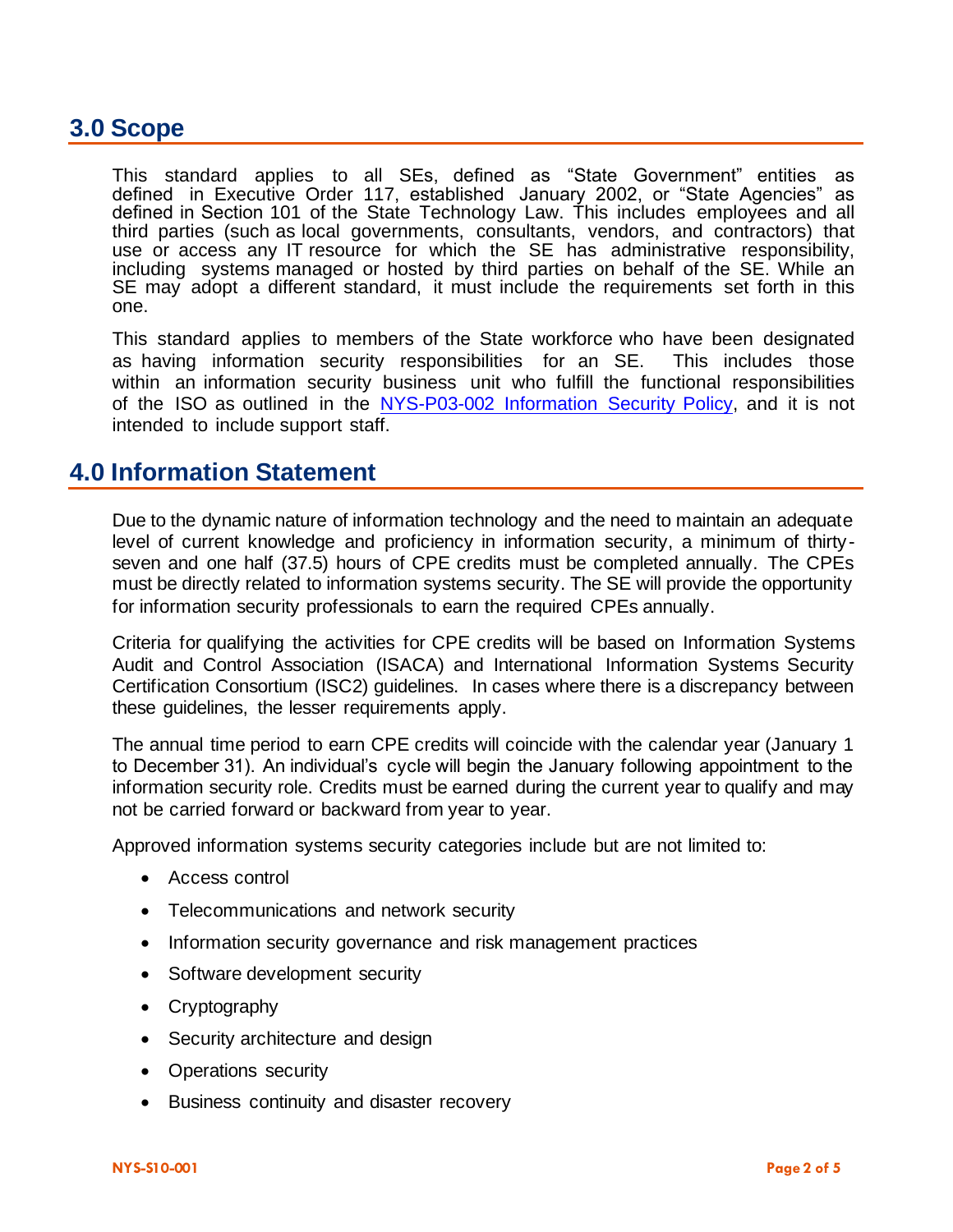## 3.0 Scope

This standard applies to all SEs, defined as "State Government" entities as defined in Executive Order 117, established January 2002, or "State Agencies" as defined in Section 101 of the State Technology Law. This includes employees and all third parties (such as local governments, consultants, vendors, and contractors) that use or access any IT resource for which the SE has administrative responsibility, including systems managed or hosted by third parties on behalf of the SE. While an SE may adopt a different standard, it must include the requirements set forth in this one.

This standard applies to members of the State workforce who have been designated as having information security responsibilities for an SE. This includes those within an information security business unit who fulfill the functional responsibilities of the ISO as outlined in the NYS-P03-002 Information Security Policy, and it is not intended to include support staff.

## 4.0 Information Statement

Due to the dynamic nature of information technology and the need to maintain an adequate level of current knowledge and proficiency in information security, a minimum of thirty-seven and one half (37.5) hours of CPE credits must be completed annually. The CPEs must be directly related to information systems security. The SE will provide the opportunity for information security professionals to earn the required CPEs annually.

Criteria for qualifying the activities for CPE credits will be based on Information Systems Audit and Control Association (ISACA) and International Information Systems Security Certification Consortium (ISC2) guidelines. In cases where there is a discrepancy between these guidelines, the lesser requirements apply.

The annual time period to earn CPE credits will coincide with the calendar year (January 1 to December 31). An individual's cycle will begin the January following appointment to the information security role. Credits must be earned during the current year to qualify and may not be carried forward or backward from year to year.

Approved information systems security categories include but are not limited to:

- Access control
- Telecommunications and network security
- Information security governance and risk management practices
- Software development security
- Cryptography
- Security architecture and design
- Operations security
- Business continuity and disaster recovery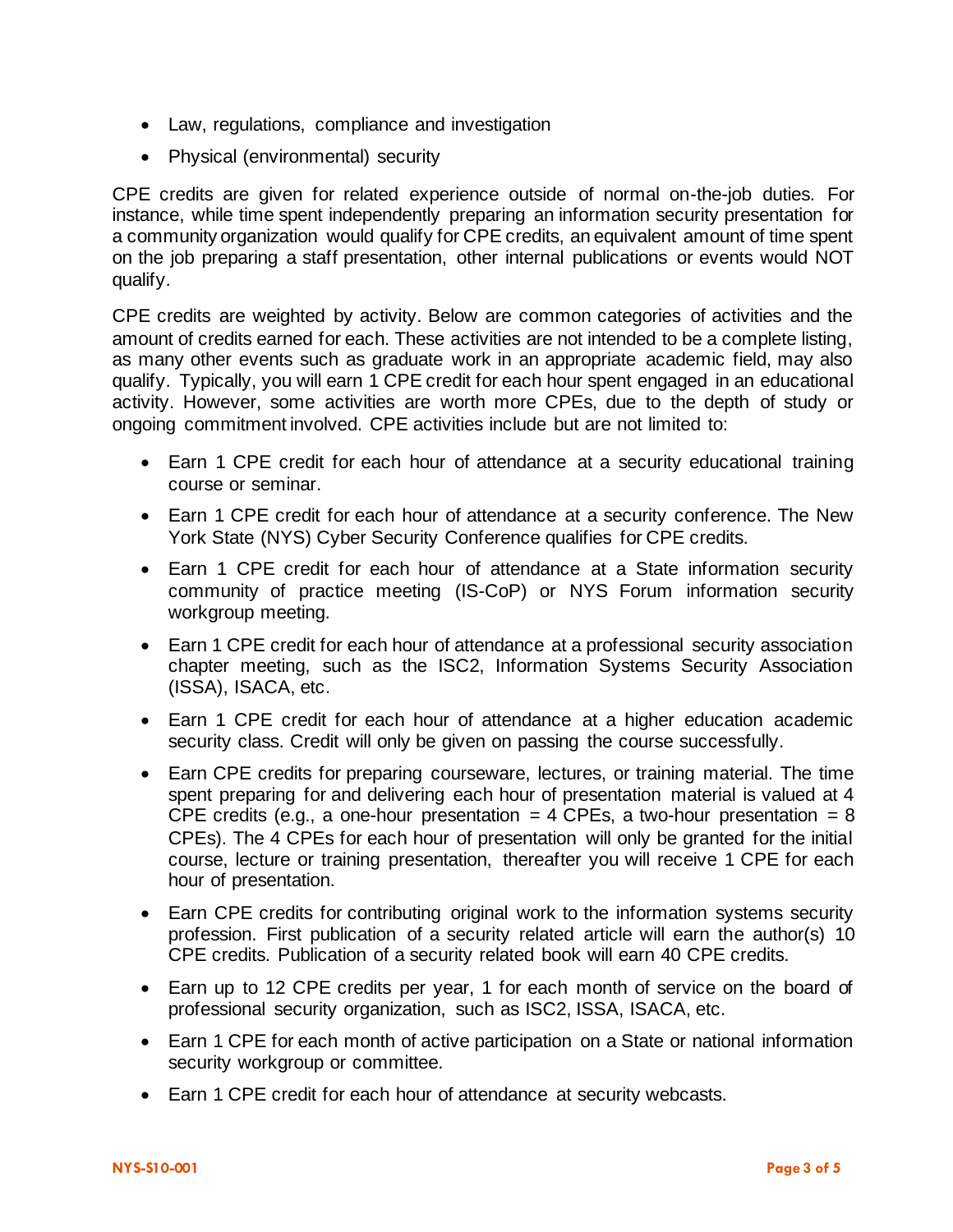- Law, regulations, compliance and investigation
- Physical (environmental) security

CPE credits are given for related experience outside of normal on-the-job duties. For instance, while time spent independently preparing an information security presentation for a community organization would qualify for CPE credits, an equivalent amount of time spent on the job preparing a staff presentation, other internal publications or events would NOT qualify.

CPE credits are weighted by activity. Below are common categories of activities and the amount of credits earned for each. These activities are not intended to be a complete listing, as many other events such as graduate work in an appropriate academic field, may also qualify. Typically, you will earn 1 CPE credit for each hour spent engaged in an educational activity. However, some activities are worth more CPEs, due to the depth of study or ongoing commitment involved. CPE activities include but are not limited to:

- Earn 1 CPE credit for each hour of attendance at a security educational training course or seminar.
- Earn 1 CPE credit for each hour of attendance at a security conference. The New York State (NYS) Cyber Security Conference qualifies for CPE credits.
- Earn 1 CPE credit for each hour of attendance at a State information security community of practice meeting (IS-CoP) or NYS Forum information security workgroup meeting.
- Earn 1 CPE credit for each hour of attendance at a professional security association chapter meeting, such as the ISC2, Information Systems Security Association (ISSA), ISACA, etc.
- Earn 1 CPE credit for each hour of attendance at a higher education academic security class. Credit will only be given on passing the course successfully.
- Earn CPE credits for preparing courseware, lectures, or training material. The time spent preparing for and delivering each hour of presentation material is valued at 4 CPE credits (e.g., a one-hour presentation = 4 CPEs, a two-hour presentation = 8 CPEs). The 4 CPEs for each hour of presentation will only be granted for the initial course, lecture or training presentation, thereafter you will receive 1 CPE for each hour of presentation.
- Earn CPE credits for contributing original work to the information systems security profession. First publication of a security related article will earn the author(s) 10 CPE credits. Publication of a security related book will earn 40 CPE credits.
- Earn up to 12 CPE credits per year, 1 for each month of service on the board of professional security organization, such as ISC2, ISSA, ISACA, etc.
- Earn 1 CPE for each month of active participation on a State or national information security workgroup or committee.
- Earn 1 CPE credit for each hour of attendance at security webcasts.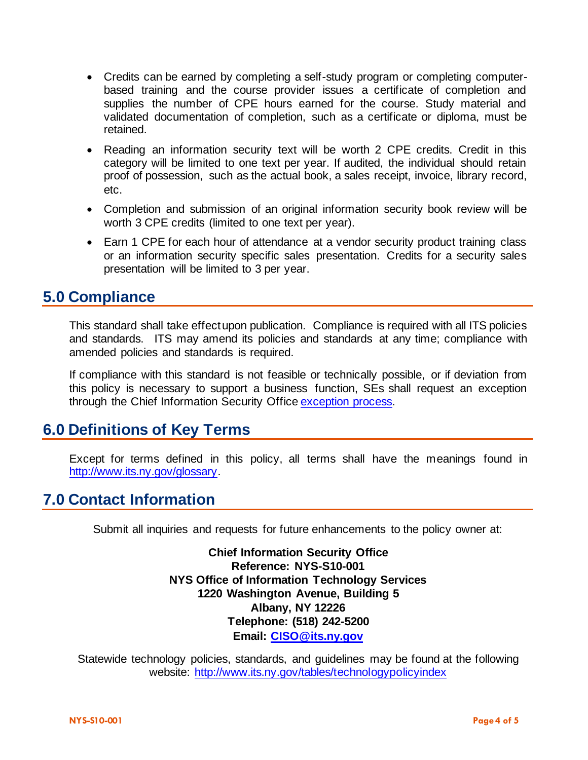- Credits can be earned by completing a self-study program or completing computer-based training and the course provider issues a certificate of completion and supplies the number of CPE hours earned for the course. Study material and validated documentation of completion, such as a certificate or diploma, must be retained.
- Reading an information security text will be worth 2 CPE credits. Credit in this category will be limited to one text per year. If audited, the individual should retain proof of possession, such as the actual book, a sales receipt, invoice, library record, etc.
- Completion and submission of an original information security book review will be worth 3 CPE credits (limited to one text per year).
- Earn 1 CPE for each hour of attendance at a vendor security product training class or an information security specific sales presentation. Credits for a security sales presentation will be limited to 3 per year.

## 5.0 Compliance

This standard shall take effect upon publication. Compliance is required with all ITS policies and standards. ITS may amend its policies and standards at any time; compliance with amended policies and standards is required.

If compliance with this standard is not feasible or technically possible, or if deviation from this policy is necessary to support a business function, SEs shall request an exception through the Chief Information Security Office [exception process](#).

## 6.0 Definitions of Key Terms

Except for terms defined in this policy, all terms shall have the meanings found in [http://www.its.ny.gov/glossary](http://www.its.ny.gov/glossary).

## 7.0 Contact Information

Submit all inquiries and requests for future enhancements to the policy owner at:

**Chief Information Security Office**
**Reference: NYS-S10-001**
**NYS Office of Information Technology Services**
**1220 Washington Avenue, Building 5**
**Albany, NY 12226**
**Telephone: (518) 242-5200**
**Email: [CISO@its.ny.gov](mailto:CISO@its.ny.gov)**

Statewide technology policies, standards, and guidelines may be found at the following website: [http://www.its.ny.gov/tables/technologypolicyindex](http://www.its.ny.gov/tables/technologypolicyindex)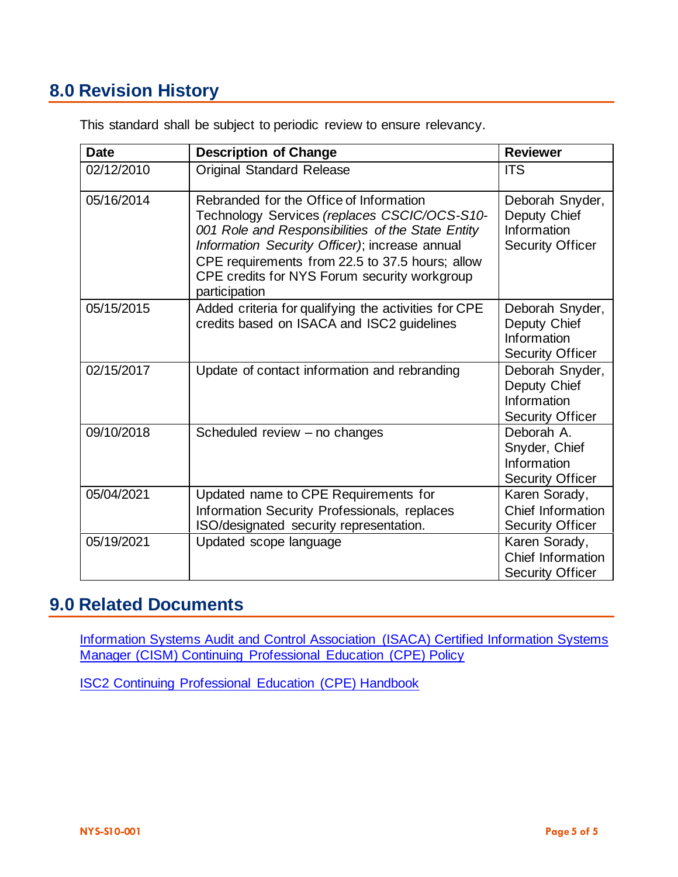## 8.0 Revision History

This standard shall be subject to periodic review to ensure relevancy.

| Date | Description of Change | Reviewer |
|---|---|---|
| 02/12/2010 | Original Standard Release | ITS |
| 05/16/2014 | Rebranded for the Office of Information Technology Services *(replaces CSCIC/OCS-S10-001 Role and Responsibilities of the State Entity Information Security Officer)*; increase annual CPE requirements from 22.5 to 37.5 hours; allow CPE credits for NYS Forum security workgroup participation | Deborah Snyder, Deputy Chief Information Security Officer |
| 05/15/2015 | Added criteria for qualifying the activities for CPE credits based on ISACA and ISC2 guidelines | Deborah Snyder, Deputy Chief Information Security Officer |
| 02/15/2017 | Update of contact information and rebranding | Deborah Snyder, Deputy Chief Information Security Officer |
| 09/10/2018 | Scheduled review – no changes | Deborah A. Snyder, Chief Information Security Officer |
| 05/04/2021 | Updated name to CPE Requirements for Information Security Professionals, replaces ISO/designated security representation. | Karen Sorady, Chief Information Security Officer |
| 05/19/2021 | Updated scope language | Karen Sorady, Chief Information Security Officer |

## 9.0 Related Documents

[Information Systems Audit and Control Association (ISACA) Certified Information Systems Manager (CISM) Continuing Professional Education (CPE) Policy]

[ISC2 Continuing Professional Education (CPE) Handbook]